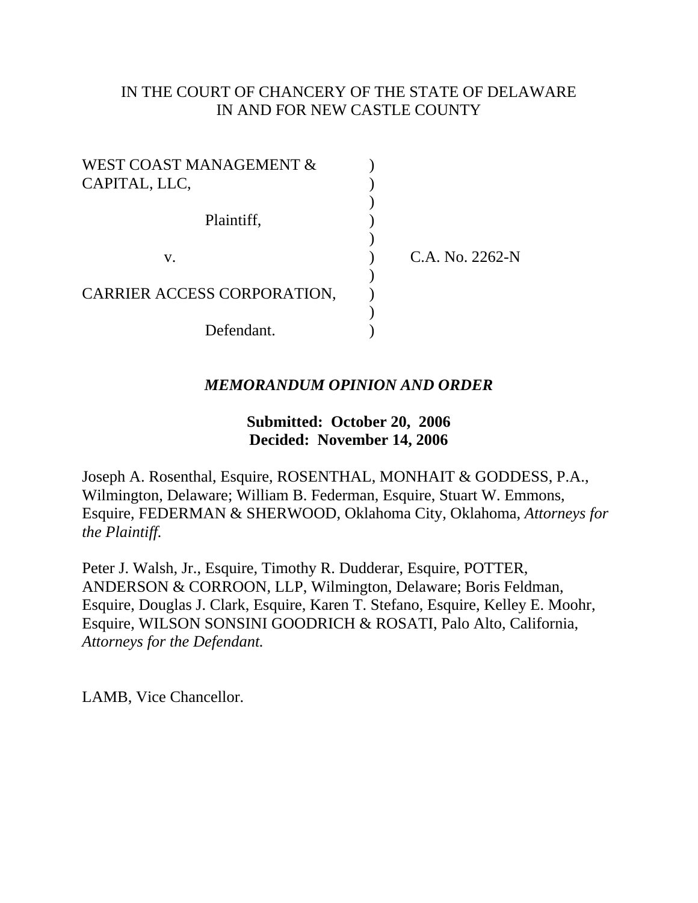IN THE COURT OF CHANCERY OF THE STATE OF DELAWARE
IN AND FOR NEW CASTLE COUNTY

WEST COAST MANAGEMENT & CAPITAL, LLC,

Plaintiff,

v.

CARRIER ACCESS CORPORATION,

Defendant.

C.A. No. 2262-N

***MEMORANDUM OPINION AND ORDER***

**Submitted: October 20, 2006**
**Decided: November 14, 2006**

Joseph A. Rosenthal, Esquire, ROSENTHAL, MONHAIT & GODDESS, P.A., Wilmington, Delaware; William B. Federman, Esquire, Stuart W. Emmons, Esquire, FEDERMAN & SHERWOOD, Oklahoma City, Oklahoma, *Attorneys for the Plaintiff.*

Peter J. Walsh, Jr., Esquire, Timothy R. Dudderar, Esquire, POTTER, ANDERSON & CORROON, LLP, Wilmington, Delaware; Boris Feldman, Esquire, Douglas J. Clark, Esquire, Karen T. Stefano, Esquire, Kelley E. Moohr, Esquire, WILSON SONSINI GOODRICH & ROSATI, Palo Alto, California, *Attorneys for the Defendant.*

LAMB, Vice Chancellor.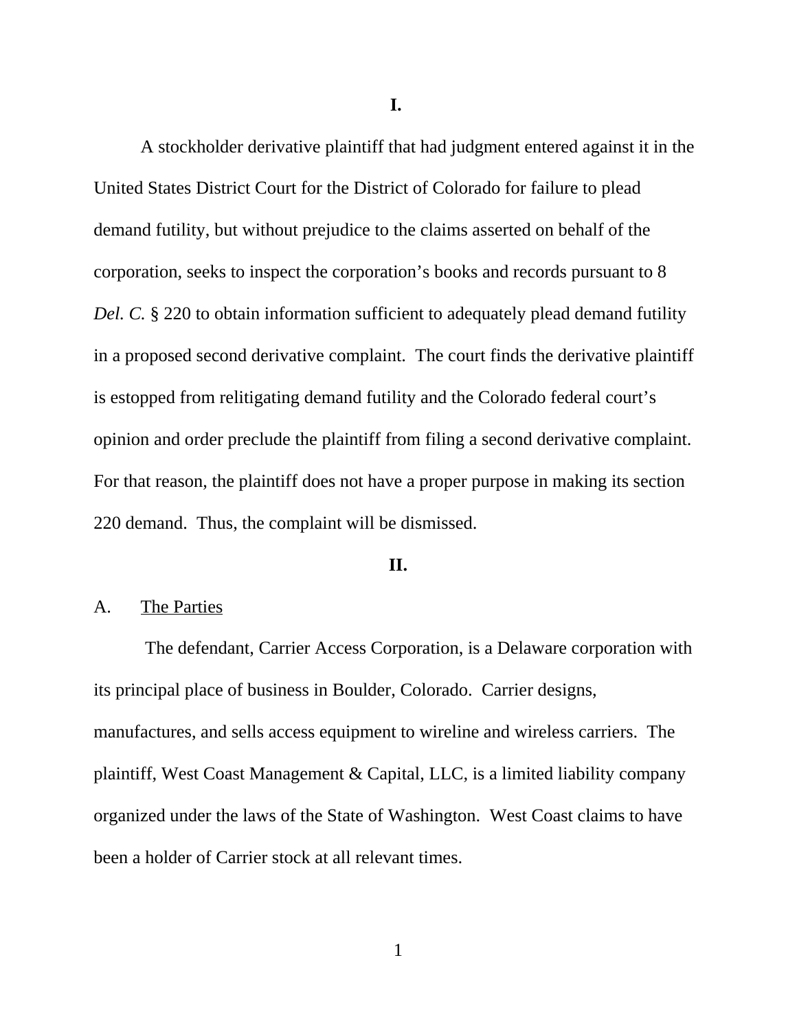# I.

A stockholder derivative plaintiff that had judgment entered against it in the United States District Court for the District of Colorado for failure to plead demand futility, but without prejudice to the claims asserted on behalf of the corporation, seeks to inspect the corporation's books and records pursuant to 8 *Del. C.* § 220 to obtain information sufficient to adequately plead demand futility in a proposed second derivative complaint. The court finds the derivative plaintiff is estopped from relitigating demand futility and the Colorado federal court's opinion and order preclude the plaintiff from filing a second derivative complaint. For that reason, the plaintiff does not have a proper purpose in making its section 220 demand. Thus, the complaint will be dismissed.

# II.

## A. The Parties

The defendant, Carrier Access Corporation, is a Delaware corporation with its principal place of business in Boulder, Colorado. Carrier designs, manufactures, and sells access equipment to wireline and wireless carriers. The plaintiff, West Coast Management & Capital, LLC, is a limited liability company organized under the laws of the State of Washington. West Coast claims to have been a holder of Carrier stock at all relevant times.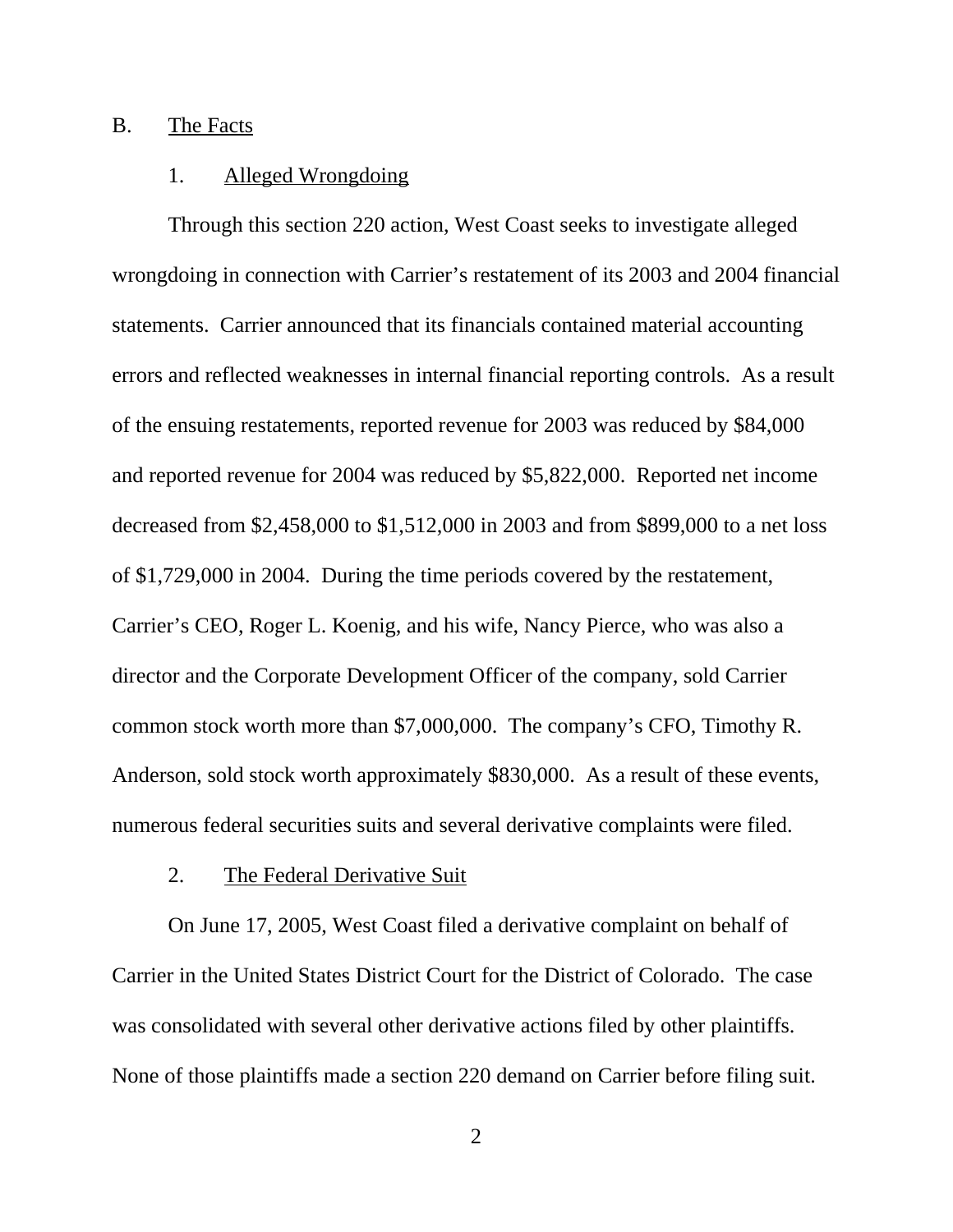B. The Facts

1. Alleged Wrongdoing

Through this section 220 action, West Coast seeks to investigate alleged wrongdoing in connection with Carrier's restatement of its 2003 and 2004 financial statements. Carrier announced that its financials contained material accounting errors and reflected weaknesses in internal financial reporting controls. As a result of the ensuing restatements, reported revenue for 2003 was reduced by $84,000 and reported revenue for 2004 was reduced by $5,822,000. Reported net income decreased from $2,458,000 to $1,512,000 in 2003 and from $899,000 to a net loss of $1,729,000 in 2004. During the time periods covered by the restatement, Carrier's CEO, Roger L. Koenig, and his wife, Nancy Pierce, who was also a director and the Corporate Development Officer of the company, sold Carrier common stock worth more than $7,000,000. The company's CFO, Timothy R. Anderson, sold stock worth approximately $830,000. As a result of these events, numerous federal securities suits and several derivative complaints were filed.

2. The Federal Derivative Suit

On June 17, 2005, West Coast filed a derivative complaint on behalf of Carrier in the United States District Court for the District of Colorado. The case was consolidated with several other derivative actions filed by other plaintiffs. None of those plaintiffs made a section 220 demand on Carrier before filing suit.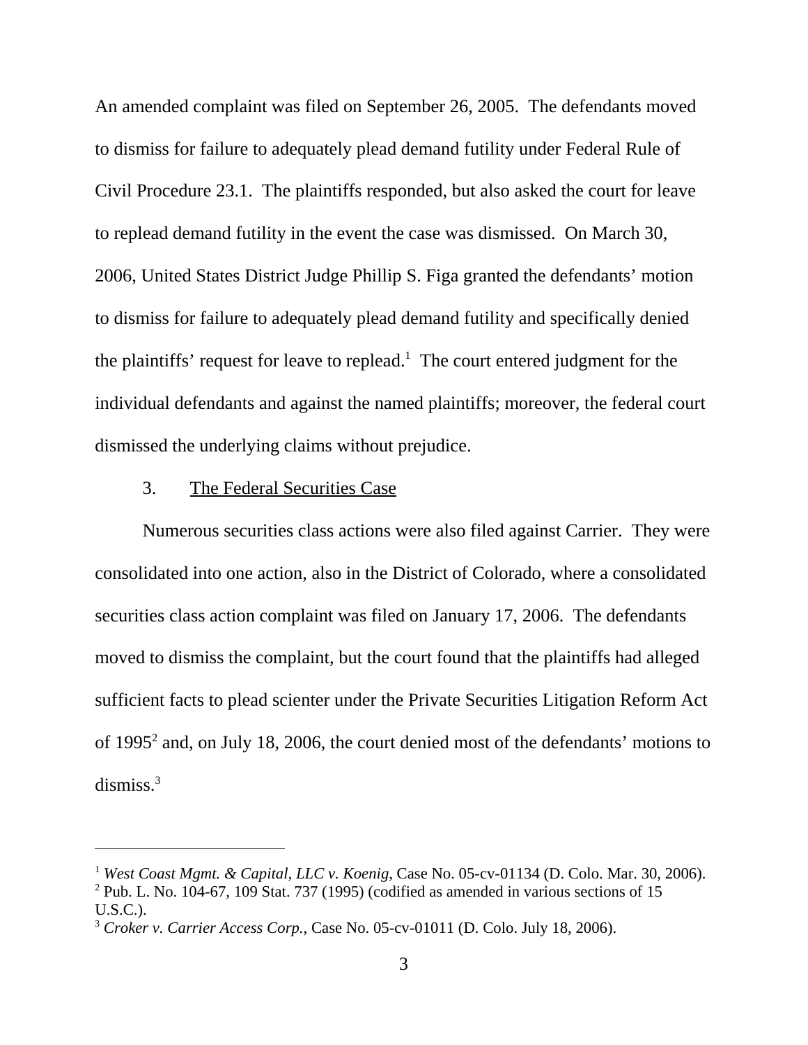An amended complaint was filed on September 26, 2005. The defendants moved to dismiss for failure to adequately plead demand futility under Federal Rule of Civil Procedure 23.1. The plaintiffs responded, but also asked the court for leave to replead demand futility in the event the case was dismissed. On March 30, 2006, United States District Judge Phillip S. Figa granted the defendants' motion to dismiss for failure to adequately plead demand futility and specifically denied the plaintiffs' request for leave to replead.[1] The court entered judgment for the individual defendants and against the named plaintiffs; moreover, the federal court dismissed the underlying claims without prejudice.

3. <u>The Federal Securities Case</u>

Numerous securities class actions were also filed against Carrier. They were consolidated into one action, also in the District of Colorado, where a consolidated securities class action complaint was filed on January 17, 2006. The defendants moved to dismiss the complaint, but the court found that the plaintiffs had alleged sufficient facts to plead scienter under the Private Securities Litigation Reform Act of 1995[2] and, on July 18, 2006, the court denied most of the defendants' motions to dismiss.[3]

---

[1] *West Coast Mgmt. & Capital, LLC v. Koenig*, Case No. 05-cv-01134 (D. Colo. Mar. 30, 2006).

[2] Pub. L. No. 104-67, 109 Stat. 737 (1995) (codified as amended in various sections of 15 U.S.C.).

[3] *Croker v. Carrier Access Corp.*, Case No. 05-cv-01011 (D. Colo. July 18, 2006).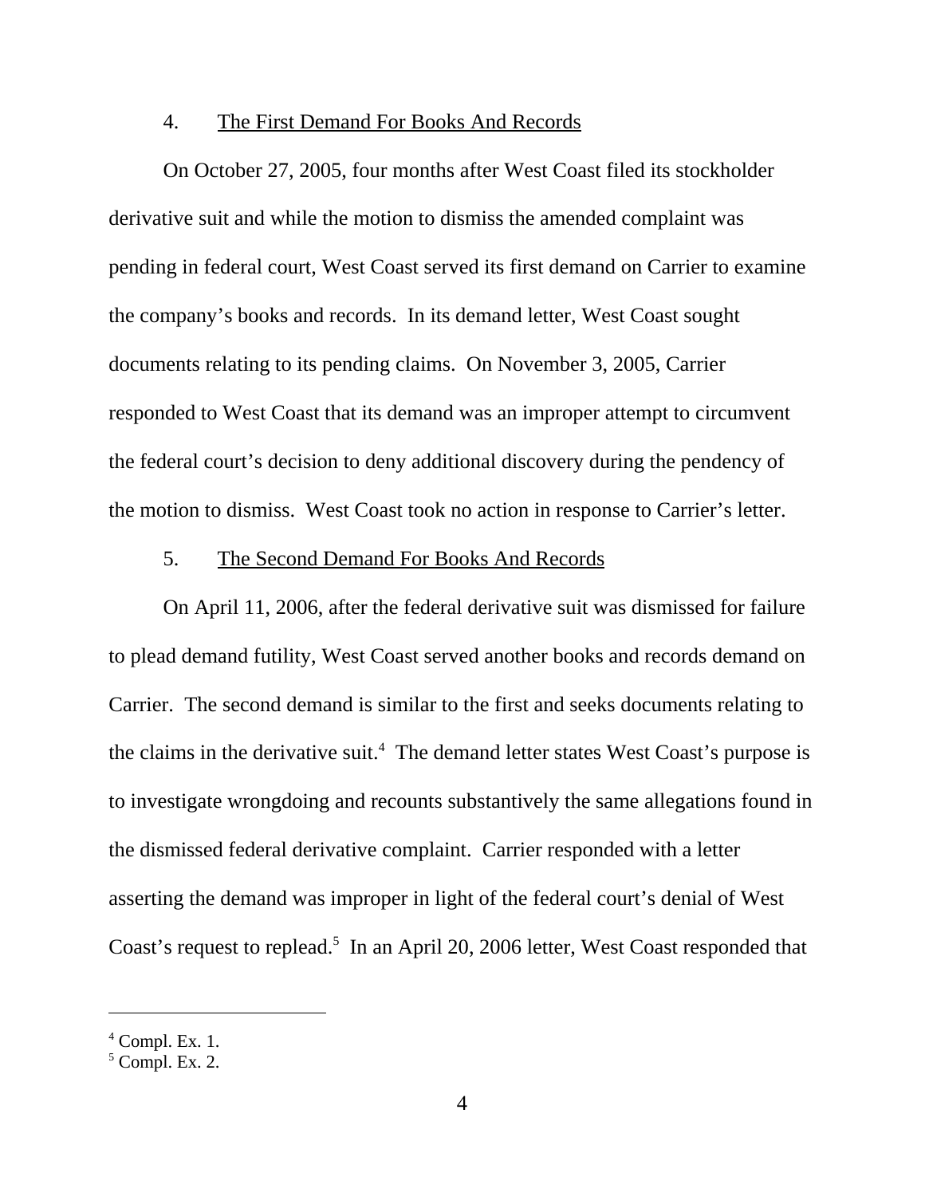4. The First Demand For Books And Records

On October 27, 2005, four months after West Coast filed its stockholder derivative suit and while the motion to dismiss the amended complaint was pending in federal court, West Coast served its first demand on Carrier to examine the company's books and records. In its demand letter, West Coast sought documents relating to its pending claims. On November 3, 2005, Carrier responded to West Coast that its demand was an improper attempt to circumvent the federal court's decision to deny additional discovery during the pendency of the motion to dismiss. West Coast took no action in response to Carrier's letter.

5. The Second Demand For Books And Records

On April 11, 2006, after the federal derivative suit was dismissed for failure to plead demand futility, West Coast served another books and records demand on Carrier. The second demand is similar to the first and seeks documents relating to the claims in the derivative suit.[4] The demand letter states West Coast's purpose is to investigate wrongdoing and recounts substantively the same allegations found in the dismissed federal derivative complaint. Carrier responded with a letter asserting the demand was improper in light of the federal court's denial of West Coast's request to replead.[5] In an April 20, 2006 letter, West Coast responded that

---

[4] Compl. Ex. 1.

[5] Compl. Ex. 2.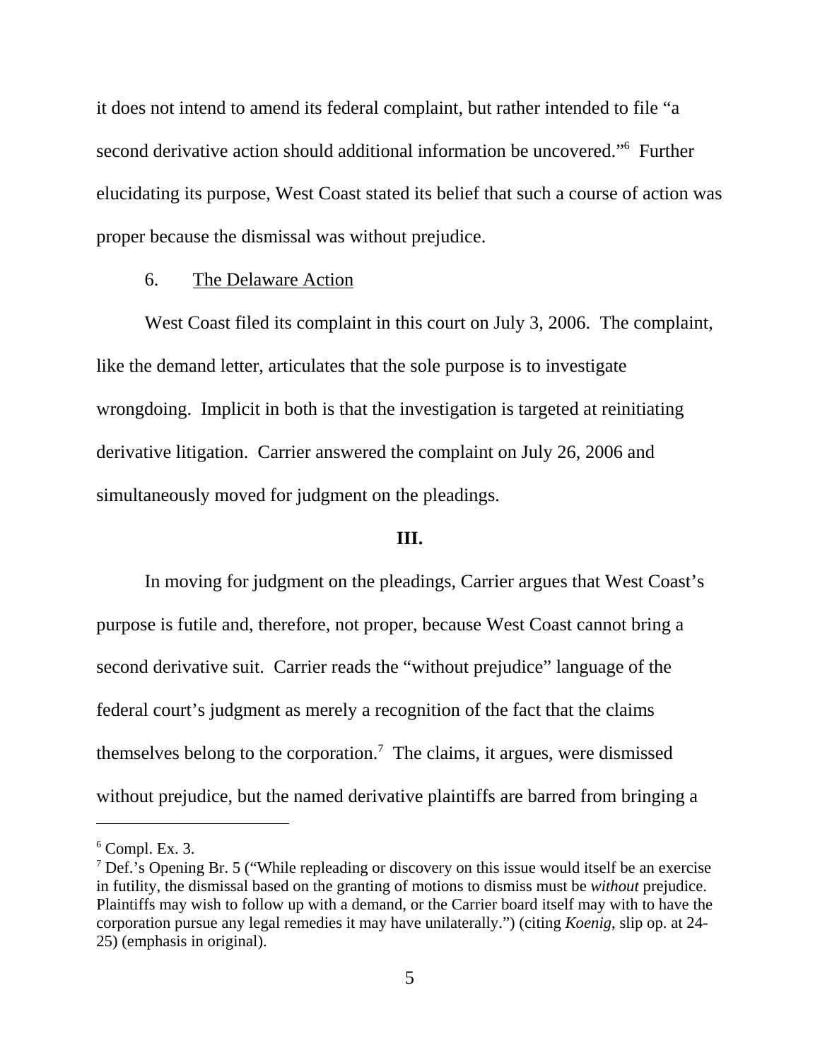it does not intend to amend its federal complaint, but rather intended to file "a second derivative action should additional information be uncovered."[6] Further elucidating its purpose, West Coast stated its belief that such a course of action was proper because the dismissal was without prejudice.

6. The Delaware Action

West Coast filed its complaint in this court on July 3, 2006. The complaint, like the demand letter, articulates that the sole purpose is to investigate wrongdoing. Implicit in both is that the investigation is targeted at reinitiating derivative litigation. Carrier answered the complaint on July 26, 2006 and simultaneously moved for judgment on the pleadings.

### III.

In moving for judgment on the pleadings, Carrier argues that West Coast's purpose is futile and, therefore, not proper, because West Coast cannot bring a second derivative suit. Carrier reads the "without prejudice" language of the federal court's judgment as merely a recognition of the fact that the claims themselves belong to the corporation.[7] The claims, it argues, were dismissed without prejudice, but the named derivative plaintiffs are barred from bringing a

---

[6] Compl. Ex. 3.

[7] Def.'s Opening Br. 5 ("While repleading or discovery on this issue would itself be an exercise in futility, the dismissal based on the granting of motions to dismiss must be *without* prejudice. Plaintiffs may wish to follow up with a demand, or the Carrier board itself may with to have the corporation pursue any legal remedies it may have unilaterally.") (citing *Koenig*, slip op. at 24-25) (emphasis in original).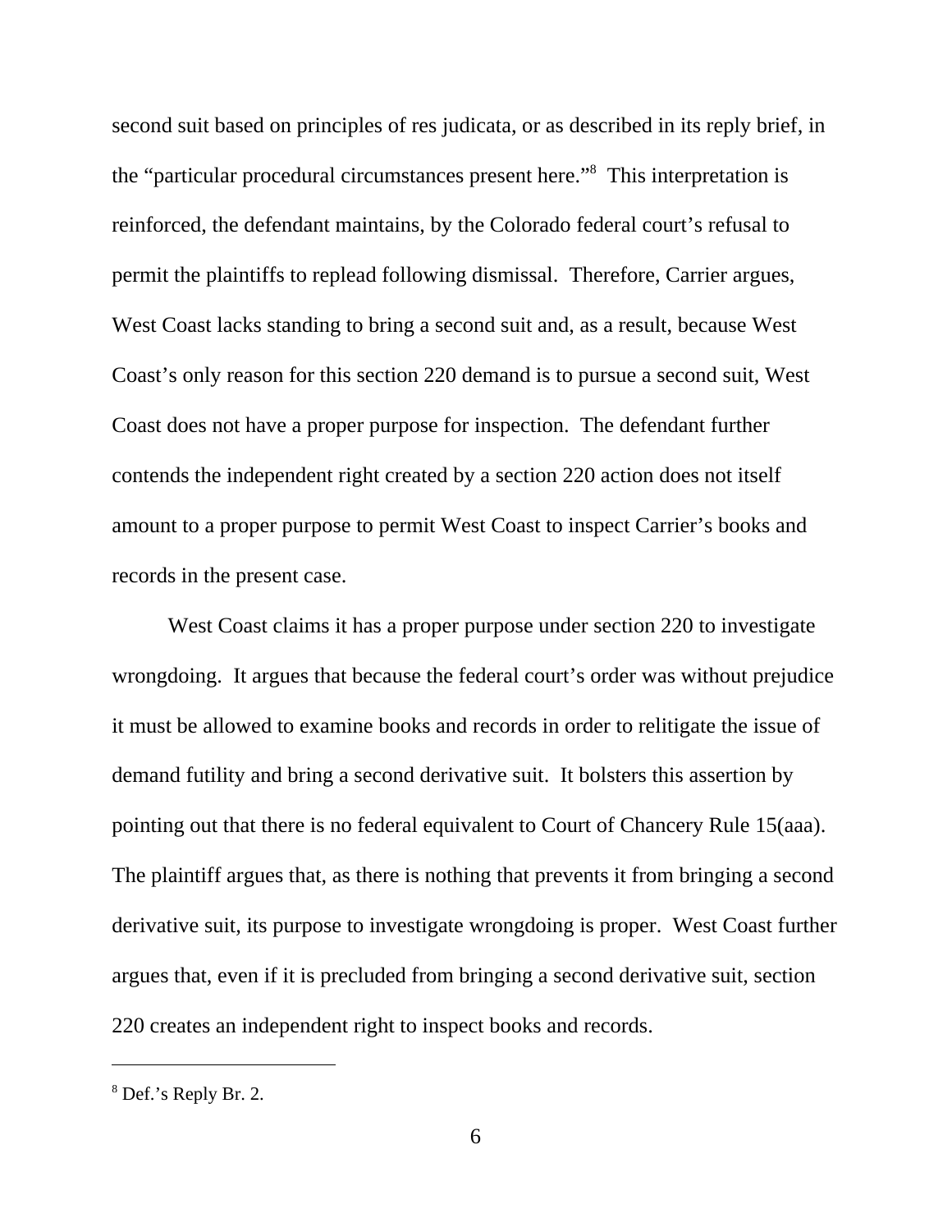second suit based on principles of res judicata, or as described in its reply brief, in the "particular procedural circumstances present here."[8] This interpretation is reinforced, the defendant maintains, by the Colorado federal court's refusal to permit the plaintiffs to replead following dismissal. Therefore, Carrier argues, West Coast lacks standing to bring a second suit and, as a result, because West Coast's only reason for this section 220 demand is to pursue a second suit, West Coast does not have a proper purpose for inspection. The defendant further contends the independent right created by a section 220 action does not itself amount to a proper purpose to permit West Coast to inspect Carrier's books and records in the present case.

West Coast claims it has a proper purpose under section 220 to investigate wrongdoing. It argues that because the federal court's order was without prejudice it must be allowed to examine books and records in order to relitigate the issue of demand futility and bring a second derivative suit. It bolsters this assertion by pointing out that there is no federal equivalent to Court of Chancery Rule 15(aaa). The plaintiff argues that, as there is nothing that prevents it from bringing a second derivative suit, its purpose to investigate wrongdoing is proper. West Coast further argues that, even if it is precluded from bringing a second derivative suit, section 220 creates an independent right to inspect books and records.

---

[8] Def.'s Reply Br. 2.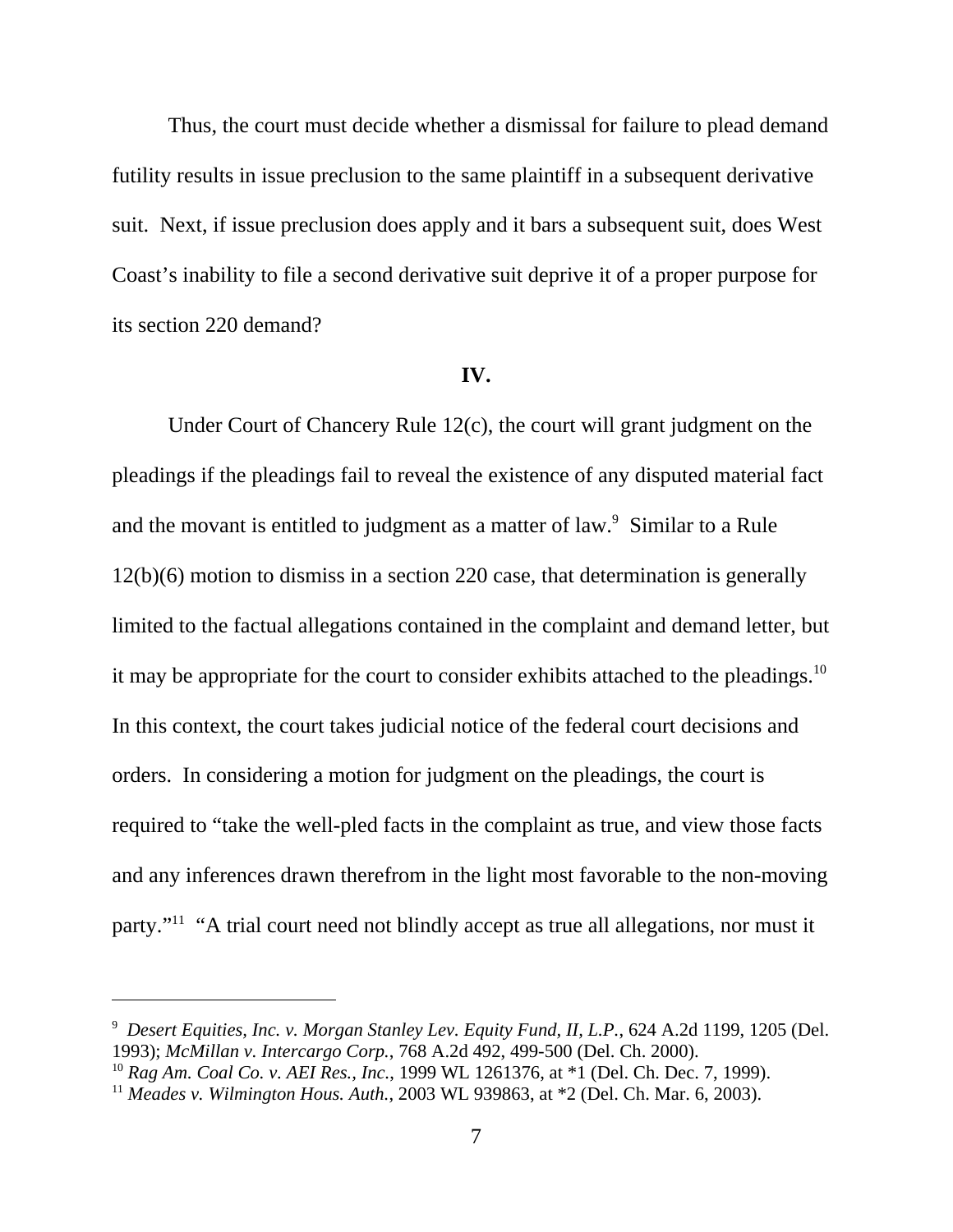Thus, the court must decide whether a dismissal for failure to plead demand futility results in issue preclusion to the same plaintiff in a subsequent derivative suit. Next, if issue preclusion does apply and it bars a subsequent suit, does West Coast's inability to file a second derivative suit deprive it of a proper purpose for its section 220 demand?

## IV.

Under Court of Chancery Rule 12(c), the court will grant judgment on the pleadings if the pleadings fail to reveal the existence of any disputed material fact and the movant is entitled to judgment as a matter of law.[9] Similar to a Rule 12(b)(6) motion to dismiss in a section 220 case, that determination is generally limited to the factual allegations contained in the complaint and demand letter, but it may be appropriate for the court to consider exhibits attached to the pleadings.[10] In this context, the court takes judicial notice of the federal court decisions and orders. In considering a motion for judgment on the pleadings, the court is required to "take the well-pled facts in the complaint as true, and view those facts and any inferences drawn therefrom in the light most favorable to the non-moving party."[11] "A trial court need not blindly accept as true all allegations, nor must it

---

[9] *Desert Equities, Inc. v. Morgan Stanley Lev. Equity Fund, II, L.P.*, 624 A.2d 1199, 1205 (Del. 1993); *McMillan v. Intercargo Corp.*, 768 A.2d 492, 499-500 (Del. Ch. 2000).

[10] *Rag Am. Coal Co. v. AEI Res., Inc.*, 1999 WL 1261376, at *1 (Del. Ch. Dec. 7, 1999).

[11] *Meades v. Wilmington Hous. Auth.*, 2003 WL 939863, at *2 (Del. Ch. Mar. 6, 2003).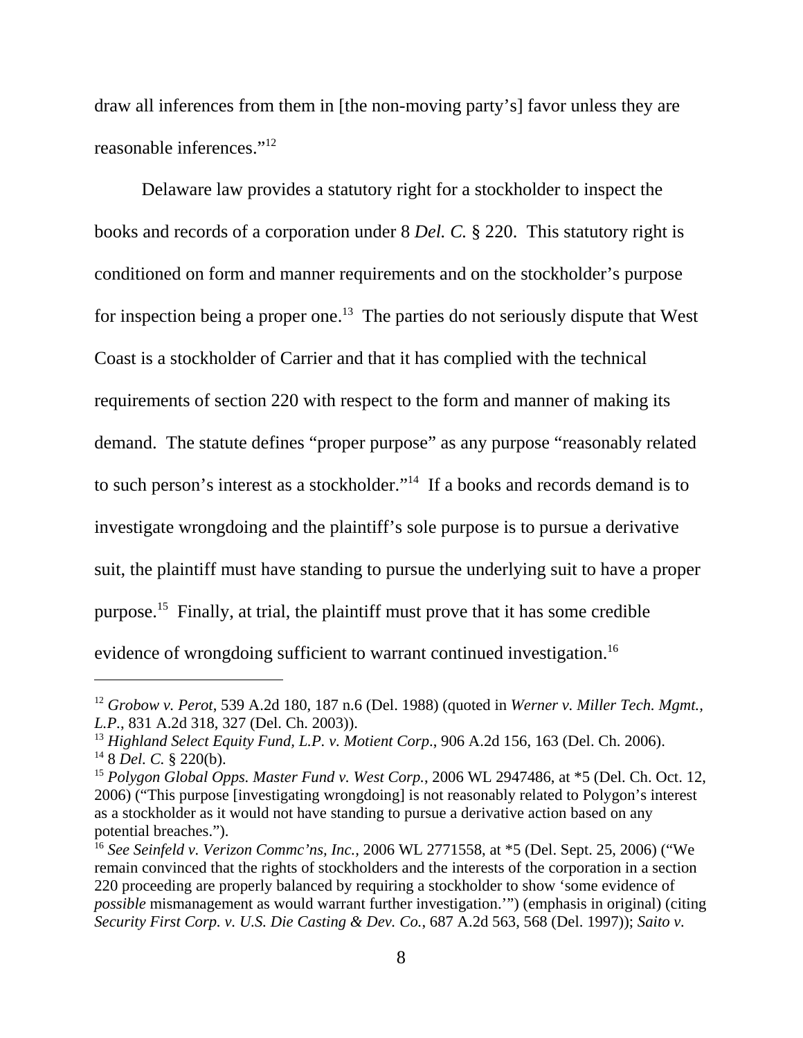draw all inferences from them in [the non-moving party's] favor unless they are reasonable inferences."[12]

Delaware law provides a statutory right for a stockholder to inspect the books and records of a corporation under 8 *Del. C.* § 220. This statutory right is conditioned on form and manner requirements and on the stockholder's purpose for inspection being a proper one.[13] The parties do not seriously dispute that West Coast is a stockholder of Carrier and that it has complied with the technical requirements of section 220 with respect to the form and manner of making its demand. The statute defines "proper purpose" as any purpose "reasonably related to such person's interest as a stockholder."[14] If a books and records demand is to investigate wrongdoing and the plaintiff's sole purpose is to pursue a derivative suit, the plaintiff must have standing to pursue the underlying suit to have a proper purpose.[15] Finally, at trial, the plaintiff must prove that it has some credible evidence of wrongdoing sufficient to warrant continued investigation.[16]

---

[12] *Grobow v. Perot*, 539 A.2d 180, 187 n.6 (Del. 1988) (quoted in *Werner v. Miller Tech. Mgmt., L.P.*, 831 A.2d 318, 327 (Del. Ch. 2003)).

[13] *Highland Select Equity Fund, L.P. v. Motient Corp.*, 906 A.2d 156, 163 (Del. Ch. 2006).

[14] 8 *Del. C.* § 220(b).

[15] *Polygon Global Opps. Master Fund v. West Corp.*, 2006 WL 2947486, at *5 (Del. Ch. Oct. 12, 2006) ("This purpose [investigating wrongdoing] is not reasonably related to Polygon's interest as a stockholder as it would not have standing to pursue a derivative action based on any potential breaches.").

[16] *See Seinfeld v. Verizon Commc'ns, Inc.*, 2006 WL 2771558, at *5 (Del. Sept. 25, 2006) ("We remain convinced that the rights of stockholders and the interests of the corporation in a section 220 proceeding are properly balanced by requiring a stockholder to show 'some evidence of *possible* mismanagement as would warrant further investigation.'") (emphasis in original) (citing *Security First Corp. v. U.S. Die Casting & Dev. Co.*, 687 A.2d 563, 568 (Del. 1997)); *Saito v.*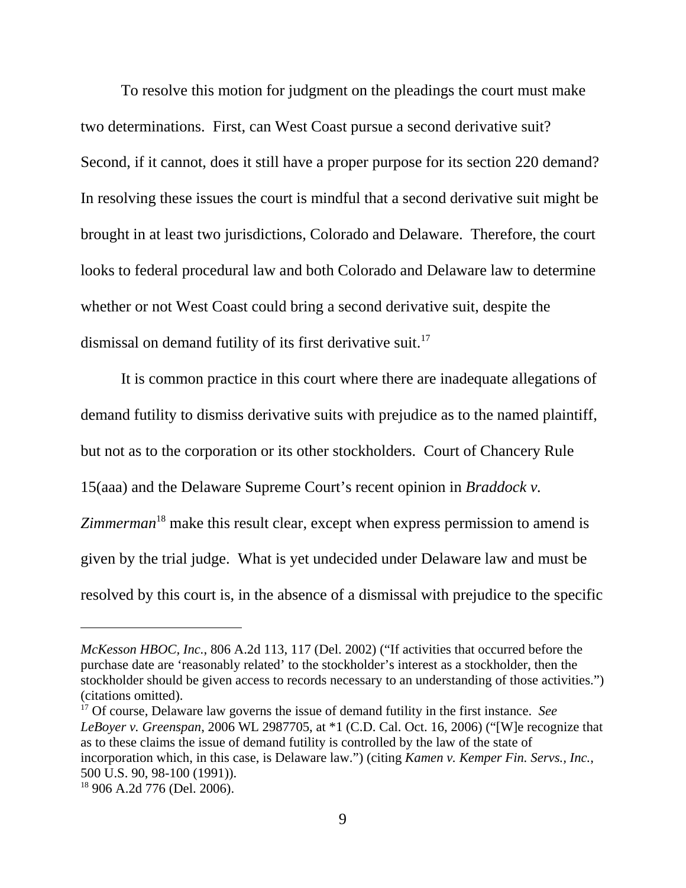To resolve this motion for judgment on the pleadings the court must make two determinations. First, can West Coast pursue a second derivative suit? Second, if it cannot, does it still have a proper purpose for its section 220 demand? In resolving these issues the court is mindful that a second derivative suit might be brought in at least two jurisdictions, Colorado and Delaware. Therefore, the court looks to federal procedural law and both Colorado and Delaware law to determine whether or not West Coast could bring a second derivative suit, despite the dismissal on demand futility of its first derivative suit.[17]

It is common practice in this court where there are inadequate allegations of demand futility to dismiss derivative suits with prejudice as to the named plaintiff, but not as to the corporation or its other stockholders. Court of Chancery Rule 15(aaa) and the Delaware Supreme Court's recent opinion in *Braddock v. Zimmerman*[18] make this result clear, except when express permission to amend is given by the trial judge. What is yet undecided under Delaware law and must be resolved by this court is, in the absence of a dismissal with prejudice to the specific

---

*McKesson HBOC, Inc.*, 806 A.2d 113, 117 (Del. 2002) ("If activities that occurred before the purchase date are 'reasonably related' to the stockholder's interest as a stockholder, then the stockholder should be given access to records necessary to an understanding of those activities.") (citations omitted).

[17] Of course, Delaware law governs the issue of demand futility in the first instance. *See LeBoyer v. Greenspan*, 2006 WL 2987705, at *1 (C.D. Cal. Oct. 16, 2006) ("[W]e recognize that as to these claims the issue of demand futility is controlled by the law of the state of incorporation which, in this case, is Delaware law.") (citing *Kamen v. Kemper Fin. Servs., Inc.*, 500 U.S. 90, 98-100 (1991)).

[18] 906 A.2d 776 (Del. 2006).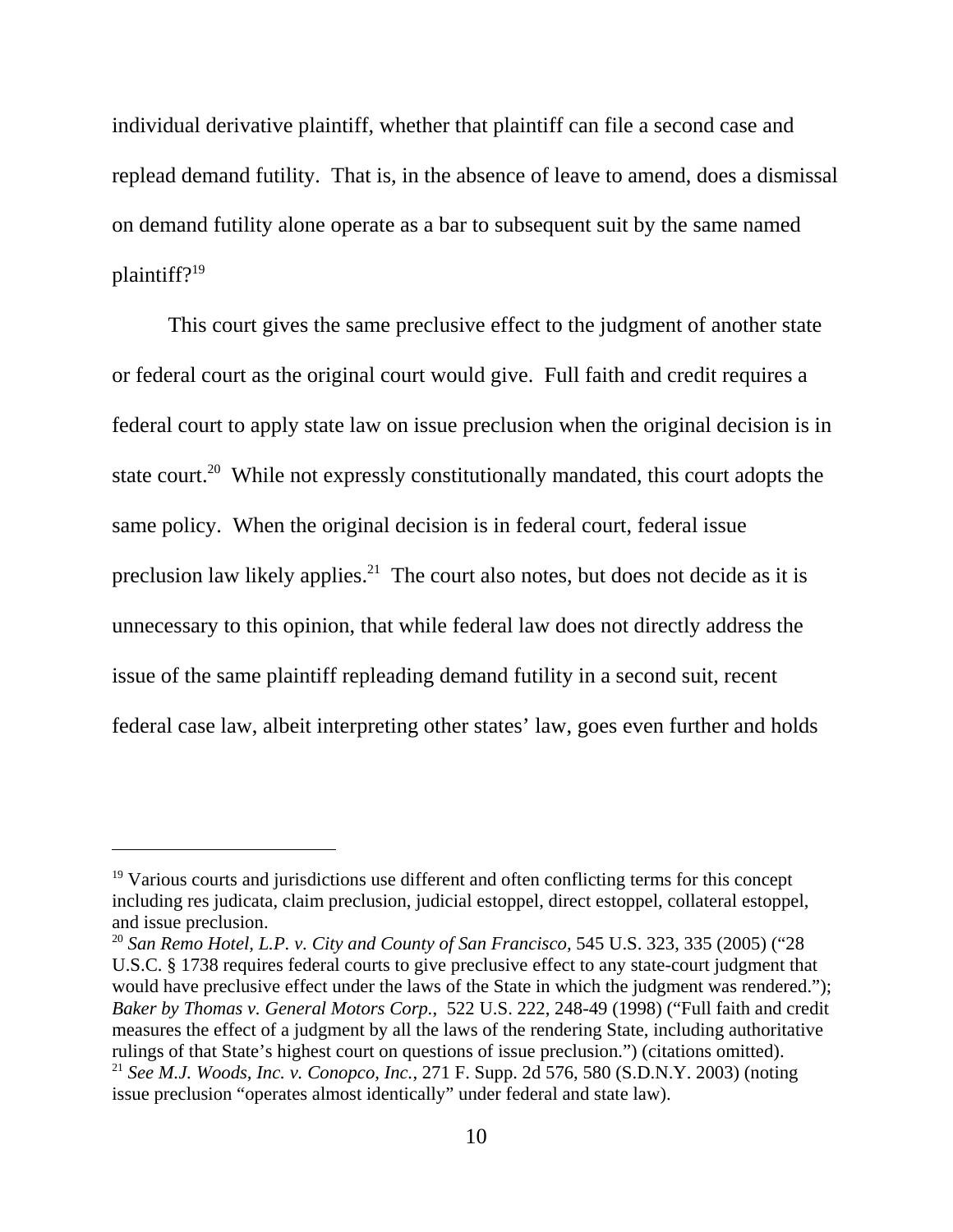individual derivative plaintiff, whether that plaintiff can file a second case and replead demand futility. That is, in the absence of leave to amend, does a dismissal on demand futility alone operate as a bar to subsequent suit by the same named plaintiff?[19]

This court gives the same preclusive effect to the judgment of another state or federal court as the original court would give. Full faith and credit requires a federal court to apply state law on issue preclusion when the original decision is in state court.[20] While not expressly constitutionally mandated, this court adopts the same policy. When the original decision is in federal court, federal issue preclusion law likely applies.[21] The court also notes, but does not decide as it is unnecessary to this opinion, that while federal law does not directly address the issue of the same plaintiff repleading demand futility in a second suit, recent federal case law, albeit interpreting other states' law, goes even further and holds

---

[19] Various courts and jurisdictions use different and often conflicting terms for this concept including res judicata, claim preclusion, judicial estoppel, direct estoppel, collateral estoppel, and issue preclusion.

[20] *San Remo Hotel, L.P. v. City and County of San Francisco,* 545 U.S. 323, 335 (2005) ("28 U.S.C. § 1738 requires federal courts to give preclusive effect to any state-court judgment that would have preclusive effect under the laws of the State in which the judgment was rendered."); *Baker by Thomas v. General Motors Corp.*, 522 U.S. 222, 248-49 (1998) ("Full faith and credit measures the effect of a judgment by all the laws of the rendering State, including authoritative rulings of that State's highest court on questions of issue preclusion.") (citations omitted).

[21] *See M.J. Woods, Inc. v. Conopco, Inc.*, 271 F. Supp. 2d 576, 580 (S.D.N.Y. 2003) (noting issue preclusion "operates almost identically" under federal and state law).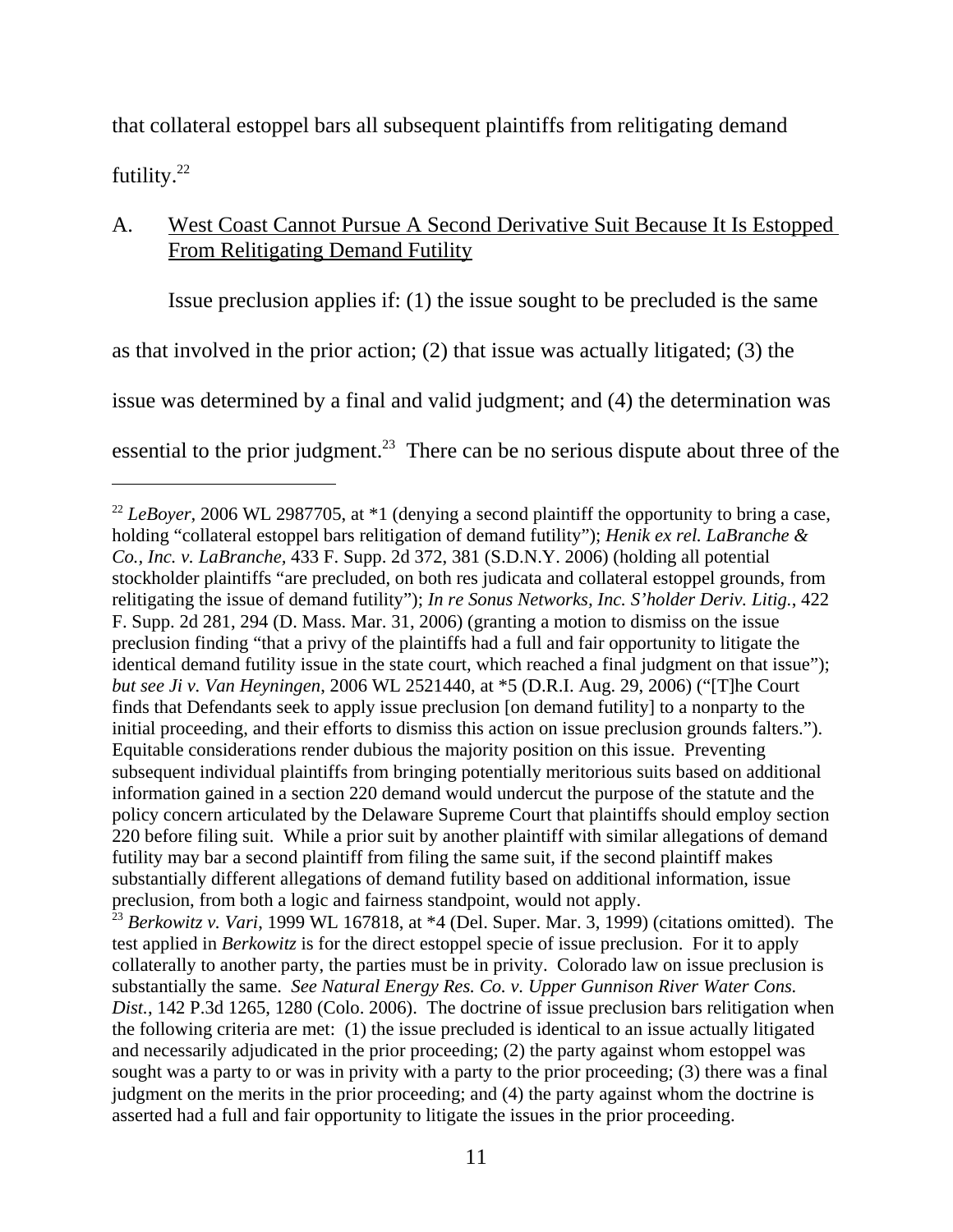that collateral estoppel bars all subsequent plaintiffs from relitigating demand futility.[22]

## A. West Coast Cannot Pursue A Second Derivative Suit Because It Is Estopped From Relitigating Demand Futility

Issue preclusion applies if: (1) the issue sought to be precluded is the same as that involved in the prior action; (2) that issue was actually litigated; (3) the issue was determined by a final and valid judgment; and (4) the determination was essential to the prior judgment.[23] There can be no serious dispute about three of the

---

[22] *LeBoyer*, 2006 WL 2987705, at *1 (denying a second plaintiff the opportunity to bring a case, holding "collateral estoppel bars relitigation of demand futility"); *Henik ex rel. LaBranche & Co., Inc. v. LaBranche*, 433 F. Supp. 2d 372, 381 (S.D.N.Y. 2006) (holding all potential stockholder plaintiffs "are precluded, on both res judicata and collateral estoppel grounds, from relitigating the issue of demand futility"); *In re Sonus Networks, Inc. S'holder Deriv. Litig.*, 422 F. Supp. 2d 281, 294 (D. Mass. Mar. 31, 2006) (granting a motion to dismiss on the issue preclusion finding "that a privy of the plaintiffs had a full and fair opportunity to litigate the identical demand futility issue in the state court, which reached a final judgment on that issue"); *but see Ji v. Van Heyningen*, 2006 WL 2521440, at *5 (D.R.I. Aug. 29, 2006) ("[T]he Court finds that Defendants seek to apply issue preclusion [on demand futility] to a nonparty to the initial proceeding, and their efforts to dismiss this action on issue preclusion grounds falters."). Equitable considerations render dubious the majority position on this issue. Preventing subsequent individual plaintiffs from bringing potentially meritorious suits based on additional information gained in a section 220 demand would undercut the purpose of the statute and the policy concern articulated by the Delaware Supreme Court that plaintiffs should employ section 220 before filing suit. While a prior suit by another plaintiff with similar allegations of demand futility may bar a second plaintiff from filing the same suit, if the second plaintiff makes substantially different allegations of demand futility based on additional information, issue preclusion, from both a logic and fairness standpoint, would not apply.

[23] *Berkowitz v. Vari*, 1999 WL 167818, at *4 (Del. Super. Mar. 3, 1999) (citations omitted). The test applied in *Berkowitz* is for the direct estoppel specie of issue preclusion. For it to apply collaterally to another party, the parties must be in privity. Colorado law on issue preclusion is substantially the same. *See Natural Energy Res. Co. v. Upper Gunnison River Water Cons. Dist.*, 142 P.3d 1265, 1280 (Colo. 2006). The doctrine of issue preclusion bars relitigation when the following criteria are met: (1) the issue precluded is identical to an issue actually litigated and necessarily adjudicated in the prior proceeding; (2) the party against whom estoppel was sought was a party to or was in privity with a party to the prior proceeding; (3) there was a final judgment on the merits in the prior proceeding; and (4) the party against whom the doctrine is asserted had a full and fair opportunity to litigate the issues in the prior proceeding.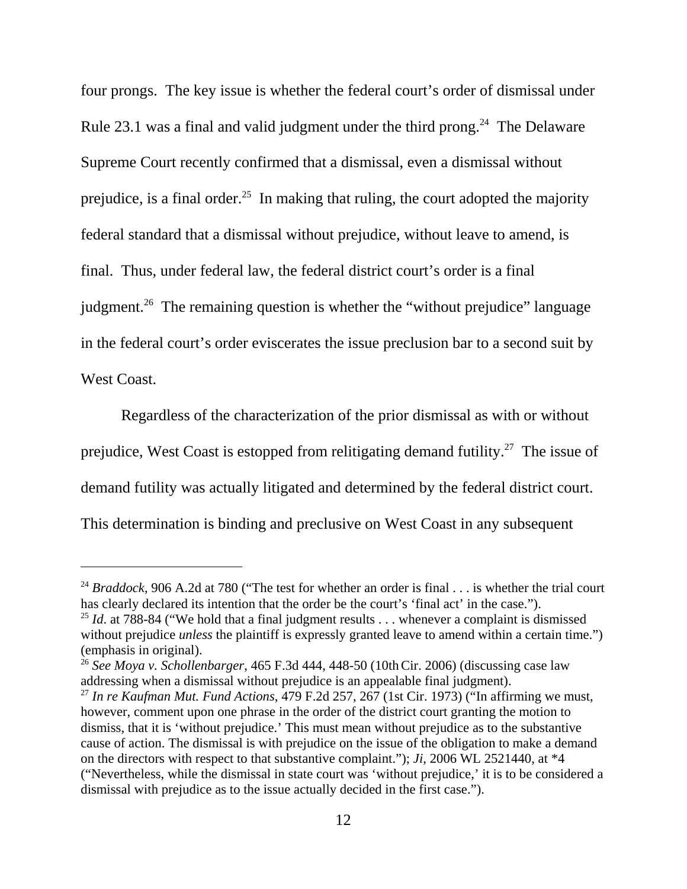four prongs. The key issue is whether the federal court's order of dismissal under Rule 23.1 was a final and valid judgment under the third prong.[24] The Delaware Supreme Court recently confirmed that a dismissal, even a dismissal without prejudice, is a final order.[25] In making that ruling, the court adopted the majority federal standard that a dismissal without prejudice, without leave to amend, is final. Thus, under federal law, the federal district court's order is a final judgment.[26] The remaining question is whether the "without prejudice" language in the federal court's order eviscerates the issue preclusion bar to a second suit by West Coast.

Regardless of the characterization of the prior dismissal as with or without prejudice, West Coast is estopped from relitigating demand futility.[27] The issue of demand futility was actually litigated and determined by the federal district court. This determination is binding and preclusive on West Coast in any subsequent

---

[24] *Braddock*, 906 A.2d at 780 ("The test for whether an order is final . . . is whether the trial court has clearly declared its intention that the order be the court's 'final act' in the case.").

[25] *Id*. at 788-84 ("We hold that a final judgment results . . . whenever a complaint is dismissed without prejudice *unless* the plaintiff is expressly granted leave to amend within a certain time.") (emphasis in original).

[26] *See Moya v. Schollenbarger*, 465 F.3d 444, 448-50 (10th Cir. 2006) (discussing case law addressing when a dismissal without prejudice is an appealable final judgment).

[27] *In re Kaufman Mut. Fund Actions*, 479 F.2d 257, 267 (1st Cir. 1973) ("In affirming we must, however, comment upon one phrase in the order of the district court granting the motion to dismiss, that it is 'without prejudice.' This must mean without prejudice as to the substantive cause of action. The dismissal is with prejudice on the issue of the obligation to make a demand on the directors with respect to that substantive complaint."); *Ji*, 2006 WL 2521440, at *4 ("Nevertheless, while the dismissal in state court was 'without prejudice,' it is to be considered a dismissal with prejudice as to the issue actually decided in the first case.").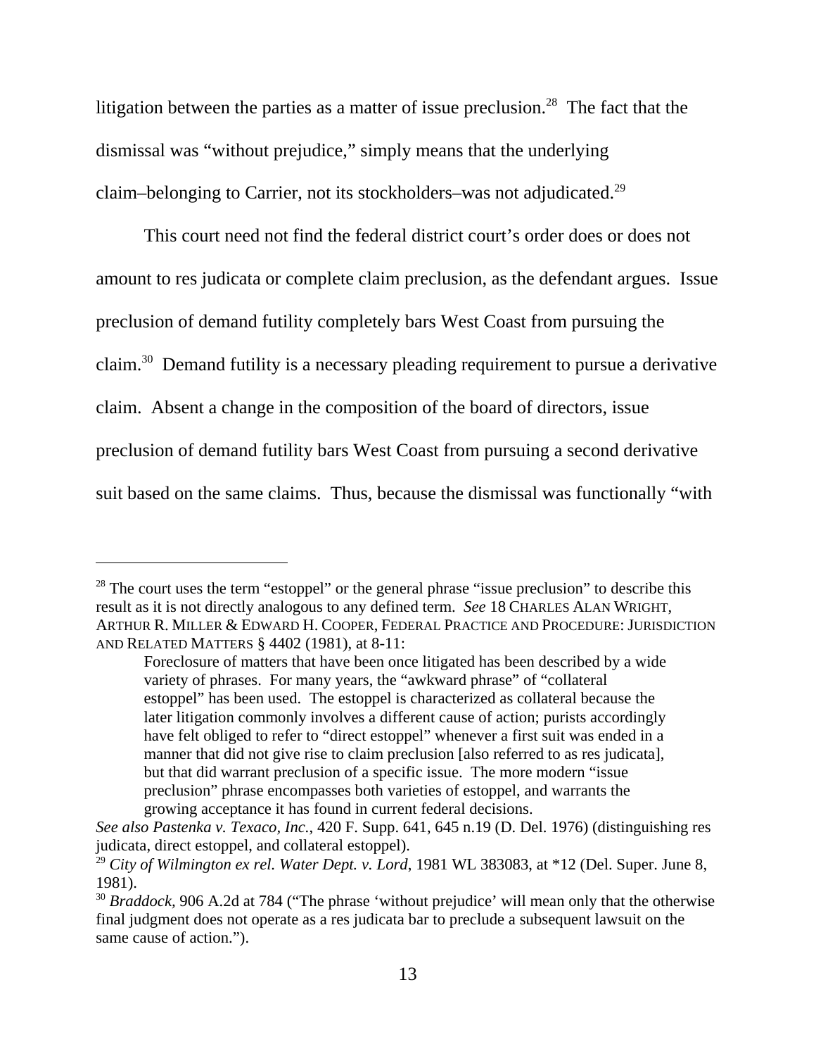litigation between the parties as a matter of issue preclusion.[28] The fact that the dismissal was "without prejudice," simply means that the underlying claim–belonging to Carrier, not its stockholders–was not adjudicated.[29]

This court need not find the federal district court's order does or does not amount to res judicata or complete claim preclusion, as the defendant argues. Issue preclusion of demand futility completely bars West Coast from pursuing the claim.[30] Demand futility is a necessary pleading requirement to pursue a derivative claim. Absent a change in the composition of the board of directors, issue preclusion of demand futility bars West Coast from pursuing a second derivative suit based on the same claims. Thus, because the dismissal was functionally "with

---

[28] The court uses the term "estoppel" or the general phrase "issue preclusion" to describe this result as it is not directly analogous to any defined term. *See* 18 CHARLES ALAN WRIGHT, ARTHUR R. MILLER & EDWARD H. COOPER, FEDERAL PRACTICE AND PROCEDURE: JURISDICTION AND RELATED MATTERS § 4402 (1981), at 8-11:

> Foreclosure of matters that have been once litigated has been described by a wide variety of phrases. For many years, the "awkward phrase" of "collateral estoppel" has been used. The estoppel is characterized as collateral because the later litigation commonly involves a different cause of action; purists accordingly have felt obliged to refer to "direct estoppel" whenever a first suit was ended in a manner that did not give rise to claim preclusion [also referred to as res judicata], but that did warrant preclusion of a specific issue. The more modern "issue preclusion" phrase encompasses both varieties of estoppel, and warrants the growing acceptance it has found in current federal decisions.

*See also Pastenka v. Texaco, Inc.*, 420 F. Supp. 641, 645 n.19 (D. Del. 1976) (distinguishing res judicata, direct estoppel, and collateral estoppel).

[29] *City of Wilmington ex rel. Water Dept. v. Lord*, 1981 WL 383083, at *12 (Del. Super. June 8, 1981).

[30] *Braddock*, 906 A.2d at 784 ("The phrase 'without prejudice' will mean only that the otherwise final judgment does not operate as a res judicata bar to preclude a subsequent lawsuit on the same cause of action.").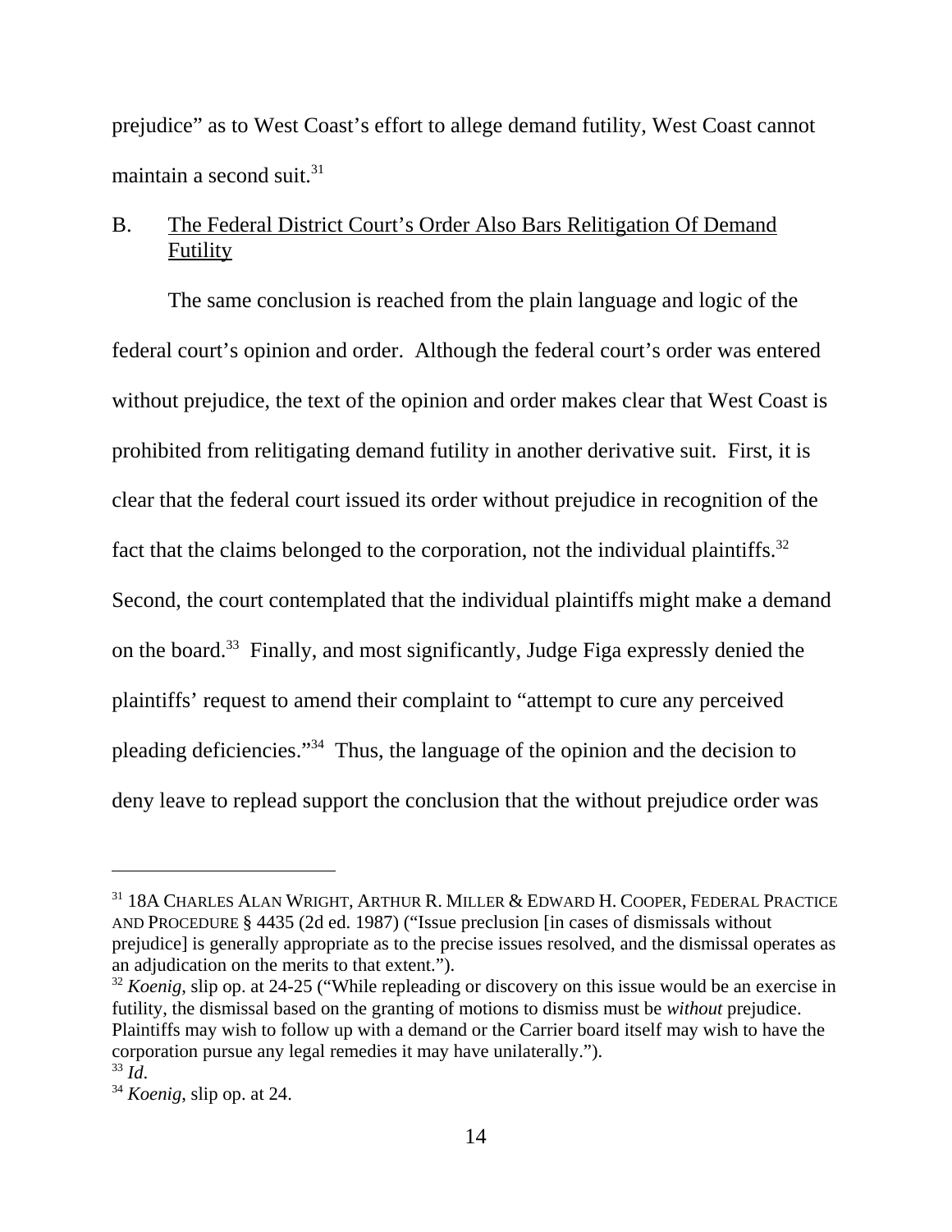prejudice" as to West Coast's effort to allege demand futility, West Coast cannot maintain a second suit.[31]

B. The Federal District Court's Order Also Bars Relitigation Of Demand Futility

The same conclusion is reached from the plain language and logic of the federal court's opinion and order. Although the federal court's order was entered without prejudice, the text of the opinion and order makes clear that West Coast is prohibited from relitigating demand futility in another derivative suit. First, it is clear that the federal court issued its order without prejudice in recognition of the fact that the claims belonged to the corporation, not the individual plaintiffs.[32] Second, the court contemplated that the individual plaintiffs might make a demand on the board.[33] Finally, and most significantly, Judge Figa expressly denied the plaintiffs' request to amend their complaint to "attempt to cure any perceived pleading deficiencies."[34] Thus, the language of the opinion and the decision to deny leave to replead support the conclusion that the without prejudice order was

---

[31] 18A CHARLES ALAN WRIGHT, ARTHUR R. MILLER & EDWARD H. COOPER, FEDERAL PRACTICE AND PROCEDURE § 4435 (2d ed. 1987) ("Issue preclusion [in cases of dismissals without prejudice] is generally appropriate as to the precise issues resolved, and the dismissal operates as an adjudication on the merits to that extent.").

[32] *Koenig*, slip op. at 24-25 ("While repleading or discovery on this issue would be an exercise in futility, the dismissal based on the granting of motions to dismiss must be *without* prejudice. Plaintiffs may wish to follow up with a demand or the Carrier board itself may wish to have the corporation pursue any legal remedies it may have unilaterally.").

[33] *Id*.

[34] *Koenig*, slip op. at 24.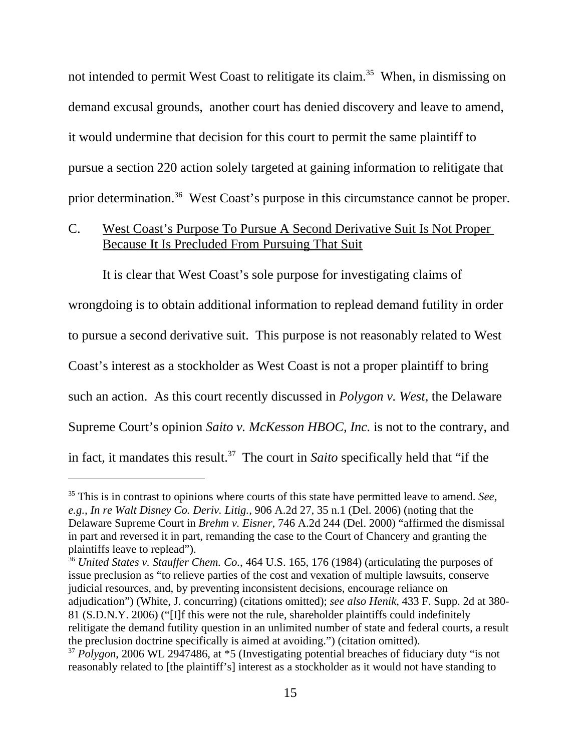not intended to permit West Coast to relitigate its claim.[35] When, in dismissing on demand excusal grounds, another court has denied discovery and leave to amend, it would undermine that decision for this court to permit the same plaintiff to pursue a section 220 action solely targeted at gaining information to relitigate that prior determination.[36] West Coast's purpose in this circumstance cannot be proper.

## C. West Coast's Purpose To Pursue A Second Derivative Suit Is Not Proper Because It Is Precluded From Pursuing That Suit

It is clear that West Coast's sole purpose for investigating claims of wrongdoing is to obtain additional information to replead demand futility in order to pursue a second derivative suit. This purpose is not reasonably related to West Coast's interest as a stockholder as West Coast is not a proper plaintiff to bring such an action. As this court recently discussed in *Polygon v. West*, the Delaware Supreme Court's opinion *Saito v. McKesson HBOC, Inc.* is not to the contrary, and in fact, it mandates this result.[37] The court in *Saito* specifically held that "if the

---

[35] This is in contrast to opinions where courts of this state have permitted leave to amend. *See, e.g., In re Walt Disney Co. Deriv. Litig.*, 906 A.2d 27, 35 n.1 (Del. 2006) (noting that the Delaware Supreme Court in *Brehm v. Eisner*, 746 A.2d 244 (Del. 2000) "affirmed the dismissal in part and reversed it in part, remanding the case to the Court of Chancery and granting the plaintiffs leave to replead").

[36] *United States v. Stauffer Chem. Co.*, 464 U.S. 165, 176 (1984) (articulating the purposes of issue preclusion as "to relieve parties of the cost and vexation of multiple lawsuits, conserve judicial resources, and, by preventing inconsistent decisions, encourage reliance on adjudication") (White, J. concurring) (citations omitted); *see also Henik*, 433 F. Supp. 2d at 380-81 (S.D.N.Y. 2006) ("[I]f this were not the rule, shareholder plaintiffs could indefinitely relitigate the demand futility question in an unlimited number of state and federal courts, a result the preclusion doctrine specifically is aimed at avoiding.") (citation omitted).

[37] *Polygon*, 2006 WL 2947486, at *5 (Investigating potential breaches of fiduciary duty "is not reasonably related to [the plaintiff's] interest as a stockholder as it would not have standing to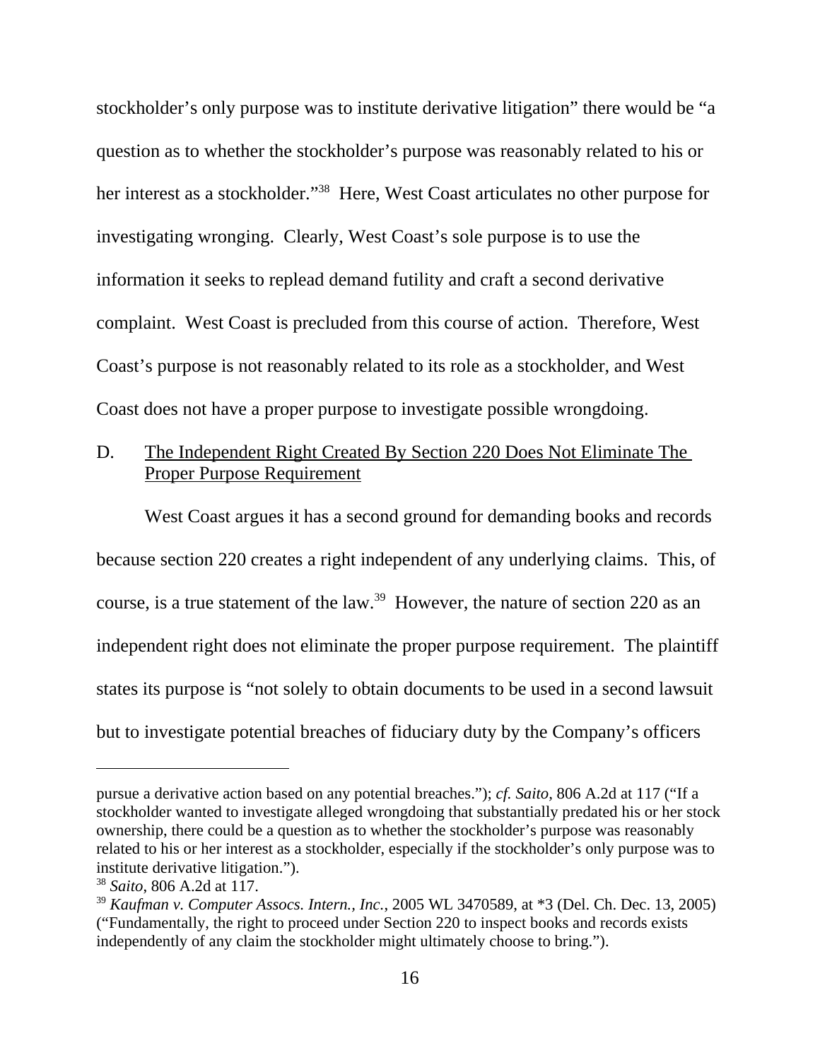stockholder's only purpose was to institute derivative litigation" there would be "a question as to whether the stockholder's purpose was reasonably related to his or her interest as a stockholder."[38] Here, West Coast articulates no other purpose for investigating wronging. Clearly, West Coast's sole purpose is to use the information it seeks to replead demand futility and craft a second derivative complaint. West Coast is precluded from this course of action. Therefore, West Coast's purpose is not reasonably related to its role as a stockholder, and West Coast does not have a proper purpose to investigate possible wrongdoing.

D. The Independent Right Created By Section 220 Does Not Eliminate The Proper Purpose Requirement

West Coast argues it has a second ground for demanding books and records because section 220 creates a right independent of any underlying claims. This, of course, is a true statement of the law.[39] However, the nature of section 220 as an independent right does not eliminate the proper purpose requirement. The plaintiff states its purpose is "not solely to obtain documents to be used in a second lawsuit but to investigate potential breaches of fiduciary duty by the Company's officers

---

pursue a derivative action based on any potential breaches."); *cf. Saito*, 806 A.2d at 117 ("If a stockholder wanted to investigate alleged wrongdoing that substantially predated his or her stock ownership, there could be a question as to whether the stockholder's purpose was reasonably related to his or her interest as a stockholder, especially if the stockholder's only purpose was to institute derivative litigation.").

[38] *Saito*, 806 A.2d at 117.

[39] *Kaufman v. Computer Assocs. Intern., Inc.*, 2005 WL 3470589, at *3 (Del. Ch. Dec. 13, 2005) ("Fundamentally, the right to proceed under Section 220 to inspect books and records exists independently of any claim the stockholder might ultimately choose to bring.").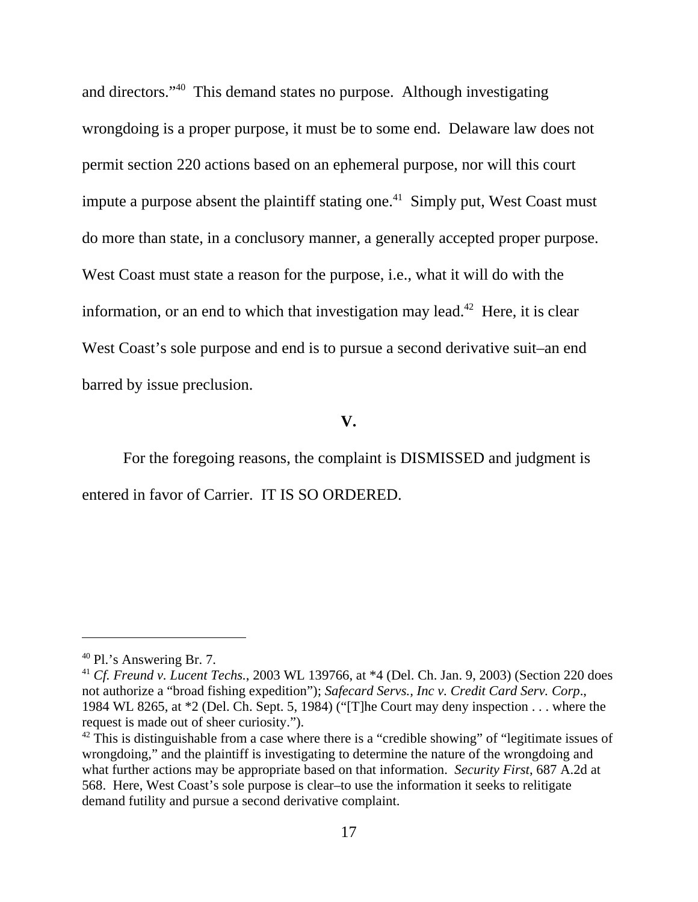and directors."[40] This demand states no purpose. Although investigating wrongdoing is a proper purpose, it must be to some end. Delaware law does not permit section 220 actions based on an ephemeral purpose, nor will this court impute a purpose absent the plaintiff stating one.[41] Simply put, West Coast must do more than state, in a conclusory manner, a generally accepted proper purpose. West Coast must state a reason for the purpose, i.e., what it will do with the information, or an end to which that investigation may lead.[42] Here, it is clear West Coast's sole purpose and end is to pursue a second derivative suit–an end barred by issue preclusion.

## V.

For the foregoing reasons, the complaint is DISMISSED and judgment is entered in favor of Carrier. IT IS SO ORDERED.

---

[40] Pl.'s Answering Br. 7.

[41] *Cf. Freund v. Lucent Techs.*, 2003 WL 139766, at *4 (Del. Ch. Jan. 9, 2003) (Section 220 does not authorize a "broad fishing expedition"); *Safecard Servs., Inc v. Credit Card Serv. Corp*., 1984 WL 8265, at *2 (Del. Ch. Sept. 5, 1984) ("[T]he Court may deny inspection . . . where the request is made out of sheer curiosity.").

[42] This is distinguishable from a case where there is a "credible showing" of "legitimate issues of wrongdoing," and the plaintiff is investigating to determine the nature of the wrongdoing and what further actions may be appropriate based on that information. *Security First*, 687 A.2d at 568. Here, West Coast's sole purpose is clear–to use the information it seeks to relitigate demand futility and pursue a second derivative complaint.